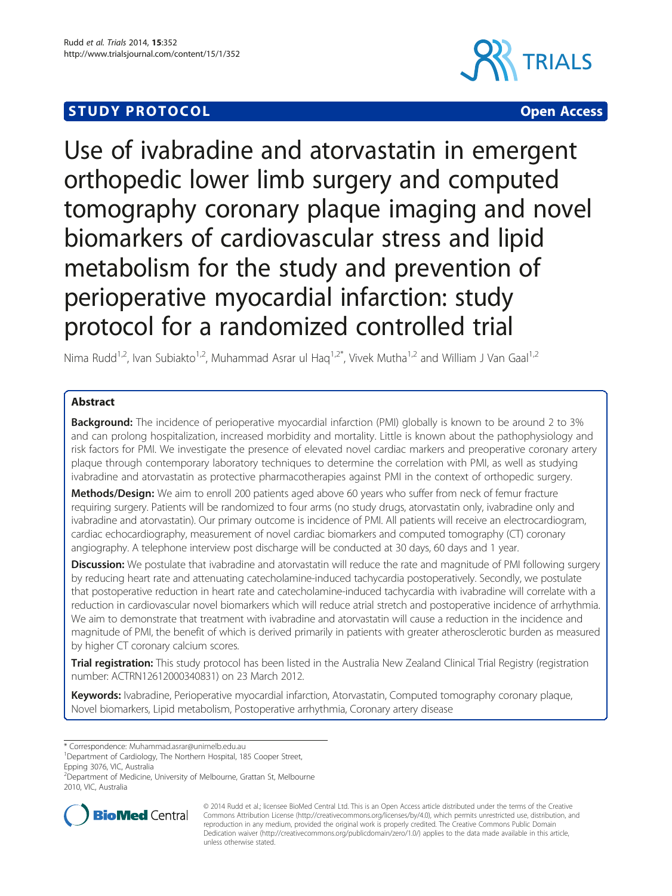STUDY PROTOCOL Open Access

# Use of ivabradine and atorvastatin in emergent orthopedic lower limb surgery and computed tomography coronary plaque imaging and novel biomarkers of cardiovascular stress and lipid metabolism for the study and prevention of perioperative myocardial infarction: study protocol for a randomized controlled trial

Nima Rudd[1,2], Ivan Subiakto[1,2], Muhammad Asrar ul Haq[1,2*], Vivek Mutha[1,2] and William J Van Gaal[1,2]

## Abstract

**Background:** The incidence of perioperative myocardial infarction (PMI) globally is known to be around 2 to 3% and can prolong hospitalization, increased morbidity and mortality. Little is known about the pathophysiology and risk factors for PMI. We investigate the presence of elevated novel cardiac markers and preoperative coronary artery plaque through contemporary laboratory techniques to determine the correlation with PMI, as well as studying ivabradine and atorvastatin as protective pharmacotherapies against PMI in the context of orthopedic surgery.

**Methods/Design:** We aim to enroll 200 patients aged above 60 years who suffer from neck of femur fracture requiring surgery. Patients will be randomized to four arms (no study drugs, atorvastatin only, ivabradine only and ivabradine and atorvastatin). Our primary outcome is incidence of PMI. All patients will receive an electrocardiogram, cardiac echocardiography, measurement of novel cardiac biomarkers and computed tomography (CT) coronary angiography. A telephone interview post discharge will be conducted at 30 days, 60 days and 1 year.

**Discussion:** We postulate that ivabradine and atorvastatin will reduce the rate and magnitude of PMI following surgery by reducing heart rate and attenuating catecholamine-induced tachycardia postoperatively. Secondly, we postulate that postoperative reduction in heart rate and catecholamine-induced tachycardia with ivabradine will correlate with a reduction in cardiovascular novel biomarkers which will reduce atrial stretch and postoperative incidence of arrhythmia. We aim to demonstrate that treatment with ivabradine and atorvastatin will cause a reduction in the incidence and magnitude of PMI, the benefit of which is derived primarily in patients with greater atherosclerotic burden as measured by higher CT coronary calcium scores.

**Trial registration:** This study protocol has been listed in the Australia New Zealand Clinical Trial Registry (registration number: ACTRN12612000340831) on 23 March 2012.

**Keywords:** Ivabradine, Perioperative myocardial infarction, Atorvastatin, Computed tomography coronary plaque, Novel biomarkers, Lipid metabolism, Postoperative arrhythmia, Coronary artery disease

---

\* Correspondence: Muhammad.asrar@unimelb.edu.au

[1]Department of Cardiology, The Northern Hospital, 185 Cooper Street, Epping 3076, VIC, Australia

[2]Department of Medicine, University of Melbourne, Grattan St, Melbourne 2010, VIC, Australia

© 2014 Rudd et al.; licensee BioMed Central Ltd. This is an Open Access article distributed under the terms of the Creative Commons Attribution License (http://creativecommons.org/licenses/by/4.0), which permits unrestricted use, distribution, and reproduction in any medium, provided the original work is properly credited. The Creative Commons Public Domain Dedication waiver (http://creativecommons.org/publicdomain/zero/1.0/) applies to the data made available in this article, unless otherwise stated.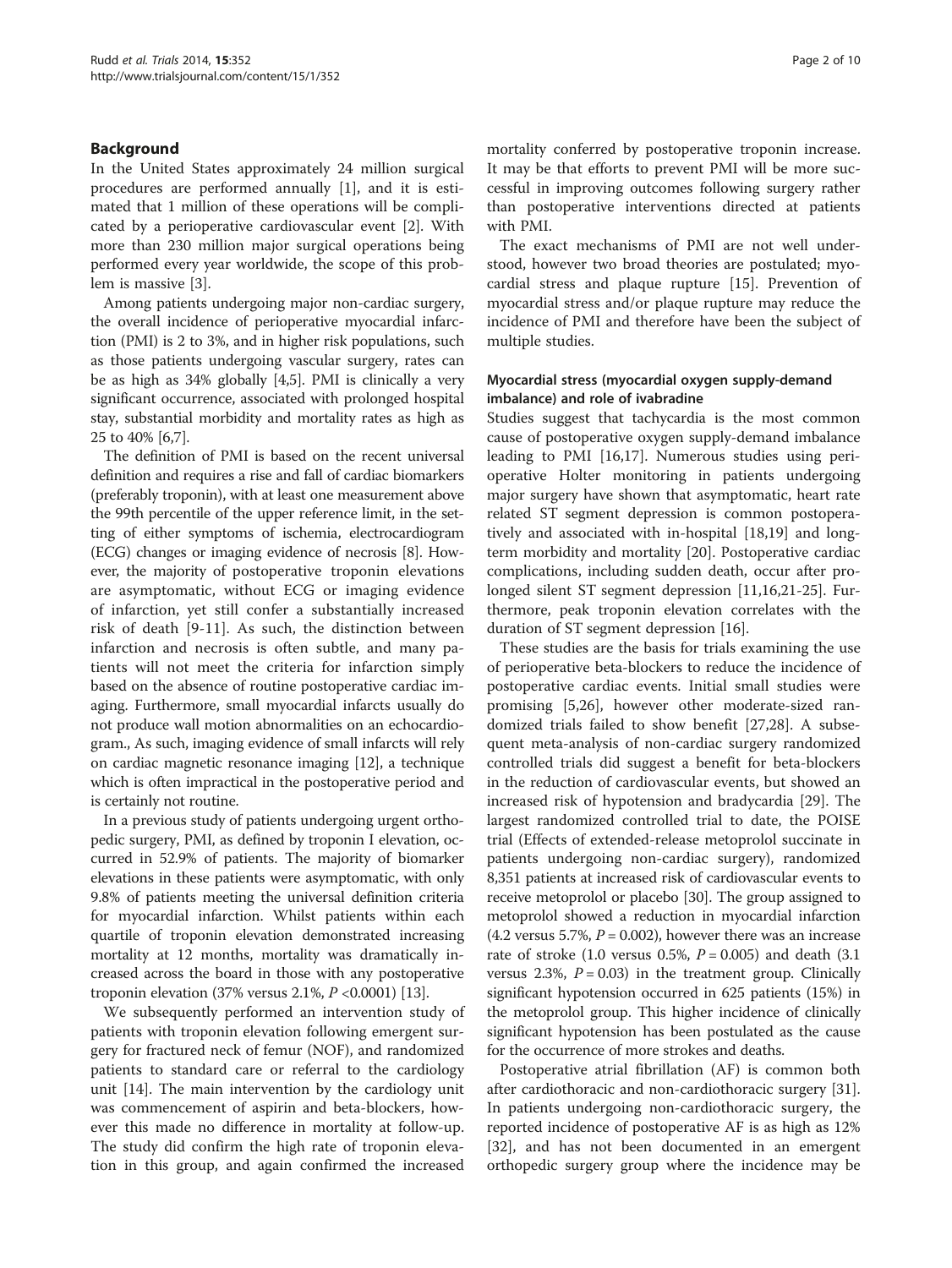## Background

In the United States approximately 24 million surgical procedures are performed annually [1], and it is estimated that 1 million of these operations will be complicated by a perioperative cardiovascular event [2]. With more than 230 million major surgical operations being performed every year worldwide, the scope of this problem is massive [3].

Among patients undergoing major non-cardiac surgery, the overall incidence of perioperative myocardial infarction (PMI) is 2 to 3%, and in higher risk populations, such as those patients undergoing vascular surgery, rates can be as high as 34% globally [4,5]. PMI is clinically a very significant occurrence, associated with prolonged hospital stay, substantial morbidity and mortality rates as high as 25 to 40% [6,7].

The definition of PMI is based on the recent universal definition and requires a rise and fall of cardiac biomarkers (preferably troponin), with at least one measurement above the 99th percentile of the upper reference limit, in the setting of either symptoms of ischemia, electrocardiogram (ECG) changes or imaging evidence of necrosis [8]. However, the majority of postoperative troponin elevations are asymptomatic, without ECG or imaging evidence of infarction, yet still confer a substantially increased risk of death [9-11]. As such, the distinction between infarction and necrosis is often subtle, and many patients will not meet the criteria for infarction simply based on the absence of routine postoperative cardiac imaging. Furthermore, small myocardial infarcts usually do not produce wall motion abnormalities on an echocardiogram., As such, imaging evidence of small infarcts will rely on cardiac magnetic resonance imaging [12], a technique which is often impractical in the postoperative period and is certainly not routine.

In a previous study of patients undergoing urgent orthopedic surgery, PMI, as defined by troponin I elevation, occurred in 52.9% of patients. The majority of biomarker elevations in these patients were asymptomatic, with only 9.8% of patients meeting the universal definition criteria for myocardial infarction. Whilst patients within each quartile of troponin elevation demonstrated increasing mortality at 12 months, mortality was dramatically increased across the board in those with any postoperative troponin elevation (37% versus 2.1%, $P$ <0.0001) [13].

We subsequently performed an intervention study of patients with troponin elevation following emergent surgery for fractured neck of femur (NOF), and randomized patients to standard care or referral to the cardiology unit [14]. The main intervention by the cardiology unit was commencement of aspirin and beta-blockers, however this made no difference in mortality at follow-up. The study did confirm the high rate of troponin elevation in this group, and again confirmed the increased mortality conferred by postoperative troponin increase. It may be that efforts to prevent PMI will be more successful in improving outcomes following surgery rather than postoperative interventions directed at patients with PMI.

The exact mechanisms of PMI are not well understood, however two broad theories are postulated; myocardial stress and plaque rupture [15]. Prevention of myocardial stress and/or plaque rupture may reduce the incidence of PMI and therefore have been the subject of multiple studies.

### Myocardial stress (myocardial oxygen supply-demand imbalance) and role of ivabradine

Studies suggest that tachycardia is the most common cause of postoperative oxygen supply-demand imbalance leading to PMI [16,17]. Numerous studies using perioperative Holter monitoring in patients undergoing major surgery have shown that asymptomatic, heart rate related ST segment depression is common postoperatively and associated with in-hospital [18,19] and long-term morbidity and mortality [20]. Postoperative cardiac complications, including sudden death, occur after prolonged silent ST segment depression [11,16,21-25]. Furthermore, peak troponin elevation correlates with the duration of ST segment depression [16].

These studies are the basis for trials examining the use of perioperative beta-blockers to reduce the incidence of postoperative cardiac events. Initial small studies were promising [5,26], however other moderate-sized randomized trials failed to show benefit [27,28]. A subsequent meta-analysis of non-cardiac surgery randomized controlled trials did suggest a benefit for beta-blockers in the reduction of cardiovascular events, but showed an increased risk of hypotension and bradycardia [29]. The largest randomized controlled trial to date, the POISE trial (Effects of extended-release metoprolol succinate in patients undergoing non-cardiac surgery), randomized 8,351 patients at increased risk of cardiovascular events to receive metoprolol or placebo [30]. The group assigned to metoprolol showed a reduction in myocardial infarction (4.2 versus 5.7%, $P$ = 0.002), however there was an increase rate of stroke (1.0 versus 0.5%, $P$ = 0.005) and death (3.1 versus 2.3%, $P$ = 0.03) in the treatment group. Clinically significant hypotension occurred in 625 patients (15%) in the metoprolol group. This higher incidence of clinically significant hypotension has been postulated as the cause for the occurrence of more strokes and deaths.

Postoperative atrial fibrillation (AF) is common both after cardiothoracic and non-cardiothoracic surgery [31]. In patients undergoing non-cardiothoracic surgery, the reported incidence of postoperative AF is as high as 12% [32], and has not been documented in an emergent orthopedic surgery group where the incidence may be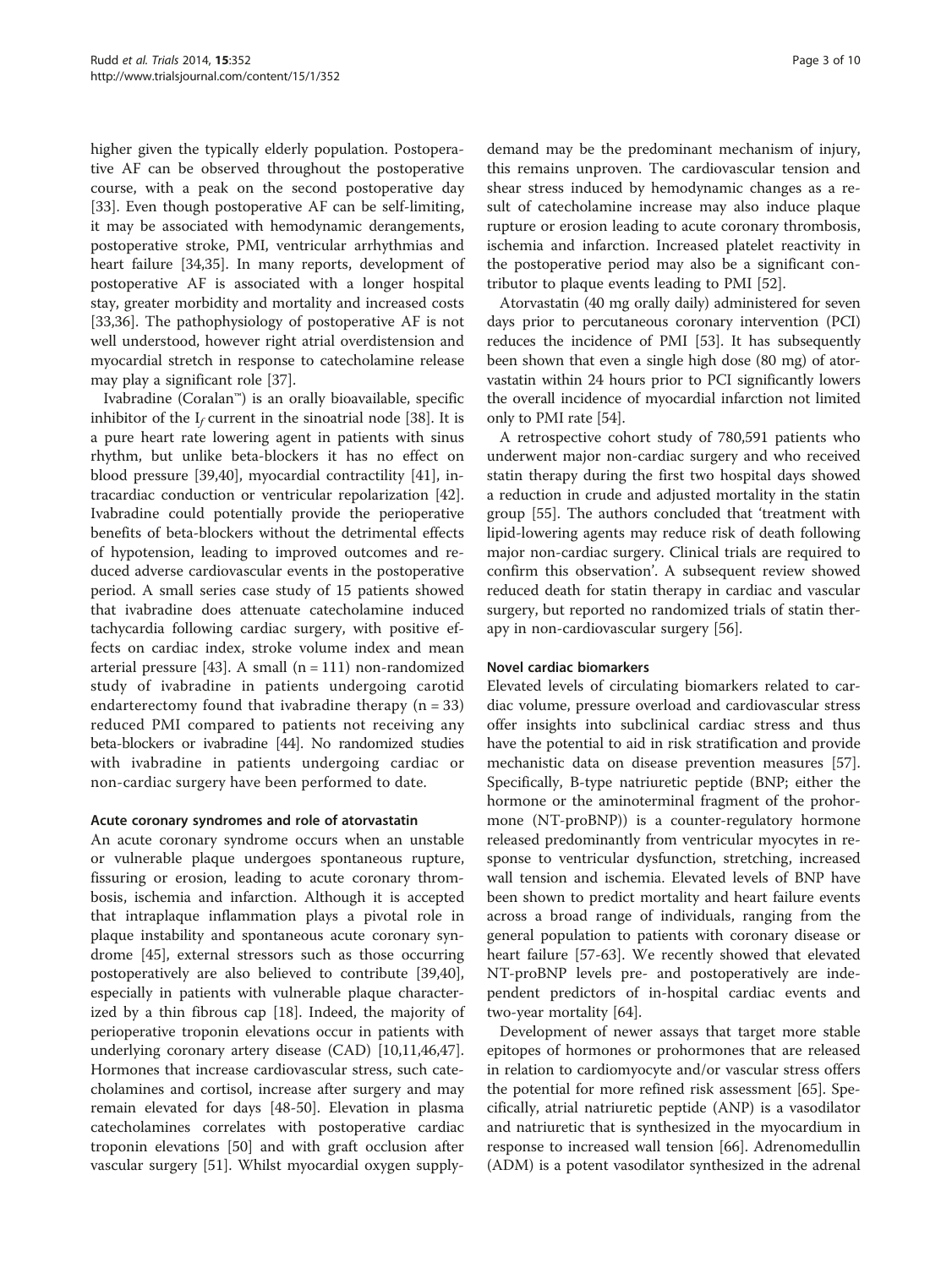higher given the typically elderly population. Postoperative AF can be observed throughout the postoperative course, with a peak on the second postoperative day [33]. Even though postoperative AF can be self-limiting, it may be associated with hemodynamic derangements, postoperative stroke, PMI, ventricular arrhythmias and heart failure [34,35]. In many reports, development of postoperative AF is associated with a longer hospital stay, greater morbidity and mortality and increased costs [33,36]. The pathophysiology of postoperative AF is not well understood, however right atrial overdistension and myocardial stretch in response to catecholamine release may play a significant role [37].

Ivabradine (Coralan™) is an orally bioavailable, specific inhibitor of the $I_f$ current in the sinoatrial node [38]. It is a pure heart rate lowering agent in patients with sinus rhythm, but unlike beta-blockers it has no effect on blood pressure [39,40], myocardial contractility [41], intracardiac conduction or ventricular repolarization [42]. Ivabradine could potentially provide the perioperative benefits of beta-blockers without the detrimental effects of hypotension, leading to improved outcomes and reduced adverse cardiovascular events in the postoperative period. A small series case study of 15 patients showed that ivabradine does attenuate catecholamine induced tachycardia following cardiac surgery, with positive effects on cardiac index, stroke volume index and mean arterial pressure [43]. A small (n = 111) non-randomized study of ivabradine in patients undergoing carotid endarterectomy found that ivabradine therapy (n = 33) reduced PMI compared to patients not receiving any beta-blockers or ivabradine [44]. No randomized studies with ivabradine in patients undergoing cardiac or non-cardiac surgery have been performed to date.

### Acute coronary syndromes and role of atorvastatin

An acute coronary syndrome occurs when an unstable or vulnerable plaque undergoes spontaneous rupture, fissuring or erosion, leading to acute coronary thrombosis, ischemia and infarction. Although it is accepted that intraplaque inflammation plays a pivotal role in plaque instability and spontaneous acute coronary syndrome [45], external stressors such as those occurring postoperatively are also believed to contribute [39,40], especially in patients with vulnerable plaque characterized by a thin fibrous cap [18]. Indeed, the majority of perioperative troponin elevations occur in patients with underlying coronary artery disease (CAD) [10,11,46,47]. Hormones that increase cardiovascular stress, such catecholamines and cortisol, increase after surgery and may remain elevated for days [48-50]. Elevation in plasma catecholamines correlates with postoperative cardiac troponin elevations [50] and with graft occlusion after vascular surgery [51]. Whilst myocardial oxygen supply-demand may be the predominant mechanism of injury, this remains unproven. The cardiovascular tension and shear stress induced by hemodynamic changes as a result of catecholamine increase may also induce plaque rupture or erosion leading to acute coronary thrombosis, ischemia and infarction. Increased platelet reactivity in the postoperative period may also be a significant contributor to plaque events leading to PMI [52].

Atorvastatin (40 mg orally daily) administered for seven days prior to percutaneous coronary intervention (PCI) reduces the incidence of PMI [53]. It has subsequently been shown that even a single high dose (80 mg) of atorvastatin within 24 hours prior to PCI significantly lowers the overall incidence of myocardial infarction not limited only to PMI rate [54].

A retrospective cohort study of 780,591 patients who underwent major non-cardiac surgery and who received statin therapy during the first two hospital days showed a reduction in crude and adjusted mortality in the statin group [55]. The authors concluded that 'treatment with lipid-lowering agents may reduce risk of death following major non-cardiac surgery. Clinical trials are required to confirm this observation'. A subsequent review showed reduced death for statin therapy in cardiac and vascular surgery, but reported no randomized trials of statin therapy in non-cardiovascular surgery [56].

### Novel cardiac biomarkers

Elevated levels of circulating biomarkers related to cardiac volume, pressure overload and cardiovascular stress offer insights into subclinical cardiac stress and thus have the potential to aid in risk stratification and provide mechanistic data on disease prevention measures [57]. Specifically, B-type natriuretic peptide (BNP; either the hormone or the aminoterminal fragment of the prohormone (NT-proBNP)) is a counter-regulatory hormone released predominantly from ventricular myocytes in response to ventricular dysfunction, stretching, increased wall tension and ischemia. Elevated levels of BNP have been shown to predict mortality and heart failure events across a broad range of individuals, ranging from the general population to patients with coronary disease or heart failure [57-63]. We recently showed that elevated NT-proBNP levels pre- and postoperatively are independent predictors of in-hospital cardiac events and two-year mortality [64].

Development of newer assays that target more stable epitopes of hormones or prohormones that are released in relation to cardiomyocyte and/or vascular stress offers the potential for more refined risk assessment [65]. Specifically, atrial natriuretic peptide (ANP) is a vasodilator and natriuretic that is synthesized in the myocardium in response to increased wall tension [66]. Adrenomedullin (ADM) is a potent vasodilator synthesized in the adrenal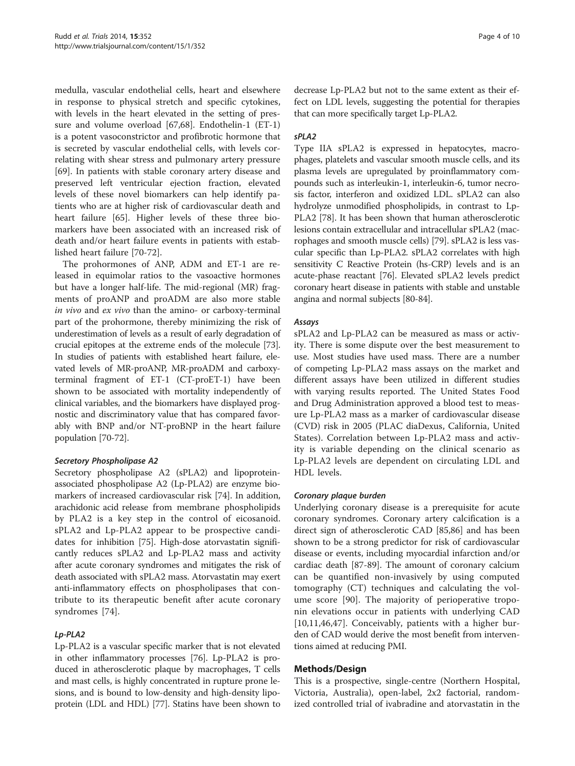medulla, vascular endothelial cells, heart and elsewhere in response to physical stretch and specific cytokines, with levels in the heart elevated in the setting of pressure and volume overload [67,68]. Endothelin-1 (ET-1) is a potent vasoconstrictor and profibrotic hormone that is secreted by vascular endothelial cells, with levels correlating with shear stress and pulmonary artery pressure [69]. In patients with stable coronary artery disease and preserved left ventricular ejection fraction, elevated levels of these novel biomarkers can help identify patients who are at higher risk of cardiovascular death and heart failure [65]. Higher levels of these three biomarkers have been associated with an increased risk of death and/or heart failure events in patients with established heart failure [70-72].

The prohormones of ANP, ADM and ET-1 are released in equimolar ratios to the vasoactive hormones but have a longer half-life. The mid-regional (MR) fragments of proANP and proADM are also more stable *in vivo* and *ex vivo* than the amino- or carboxy-terminal part of the prohormone, thereby minimizing the risk of underestimation of levels as a result of early degradation of crucial epitopes at the extreme ends of the molecule [73]. In studies of patients with established heart failure, elevated levels of MR-proANP, MR-proADM and carboxy-terminal fragment of ET-1 (CT-proET-1) have been shown to be associated with mortality independently of clinical variables, and the biomarkers have displayed prognostic and discriminatory value that has compared favorably with BNP and/or NT-proBNP in the heart failure population [70-72].

#### *Secretory Phospholipase A2*

Secretory phospholipase A2 (sPLA2) and lipoprotein-associated phospholipase A2 (Lp-PLA2) are enzyme biomarkers of increased cardiovascular risk [74]. In addition, arachidonic acid release from membrane phospholipids by PLA2 is a key step in the control of eicosanoid. sPLA2 and Lp-PLA2 appear to be prospective candidates for inhibition [75]. High-dose atorvastatin significantly reduces sPLA2 and Lp-PLA2 mass and activity after acute coronary syndromes and mitigates the risk of death associated with sPLA2 mass. Atorvastatin may exert anti-inflammatory effects on phospholipases that contribute to its therapeutic benefit after acute coronary syndromes [74].

#### *Lp-PLA2*

Lp-PLA2 is a vascular specific marker that is not elevated in other inflammatory processes [76]. Lp-PLA2 is produced in atherosclerotic plaque by macrophages, T cells and mast cells, is highly concentrated in rupture prone lesions, and is bound to low-density and high-density lipoprotein (LDL and HDL) [77]. Statins have been shown to decrease Lp-PLA2 but not to the same extent as their effect on LDL levels, suggesting the potential for therapies that can more specifically target Lp-PLA2.

#### *sPLA2*

Type IIA sPLA2 is expressed in hepatocytes, macrophages, platelets and vascular smooth muscle cells, and its plasma levels are upregulated by proinflammatory compounds such as interleukin-1, interleukin-6, tumor necrosis factor, interferon and oxidized LDL. sPLA2 can also hydrolyze unmodified phospholipids, in contrast to Lp-PLA2 [78]. It has been shown that human atherosclerotic lesions contain extracellular and intracellular sPLA2 (macrophages and smooth muscle cells) [79]. sPLA2 is less vascular specific than Lp-PLA2. sPLA2 correlates with high sensitivity C Reactive Protein (hs-CRP) levels and is an acute-phase reactant [76]. Elevated sPLA2 levels predict coronary heart disease in patients with stable and unstable angina and normal subjects [80-84].

#### *Assays*

sPLA2 and Lp-PLA2 can be measured as mass or activity. There is some dispute over the best measurement to use. Most studies have used mass. There are a number of competing Lp-PLA2 mass assays on the market and different assays have been utilized in different studies with varying results reported. The United States Food and Drug Administration approved a blood test to measure Lp-PLA2 mass as a marker of cardiovascular disease (CVD) risk in 2005 (PLAC diaDexus, California, United States). Correlation between Lp-PLA2 mass and activity is variable depending on the clinical scenario as Lp-PLA2 levels are dependent on circulating LDL and HDL levels.

#### *Coronary plaque burden*

Underlying coronary disease is a prerequisite for acute coronary syndromes. Coronary artery calcification is a direct sign of atherosclerotic CAD [85,86] and has been shown to be a strong predictor for risk of cardiovascular disease or events, including myocardial infarction and/or cardiac death [87-89]. The amount of coronary calcium can be quantified non-invasively by using computed tomography (CT) techniques and calculating the volume score [90]. The majority of perioperative troponin elevations occur in patients with underlying CAD [10,11,46,47]. Conceivably, patients with a higher burden of CAD would derive the most benefit from interventions aimed at reducing PMI.

## Methods/Design

This is a prospective, single-centre (Northern Hospital, Victoria, Australia), open-label, 2x2 factorial, randomized controlled trial of ivabradine and atorvastatin in the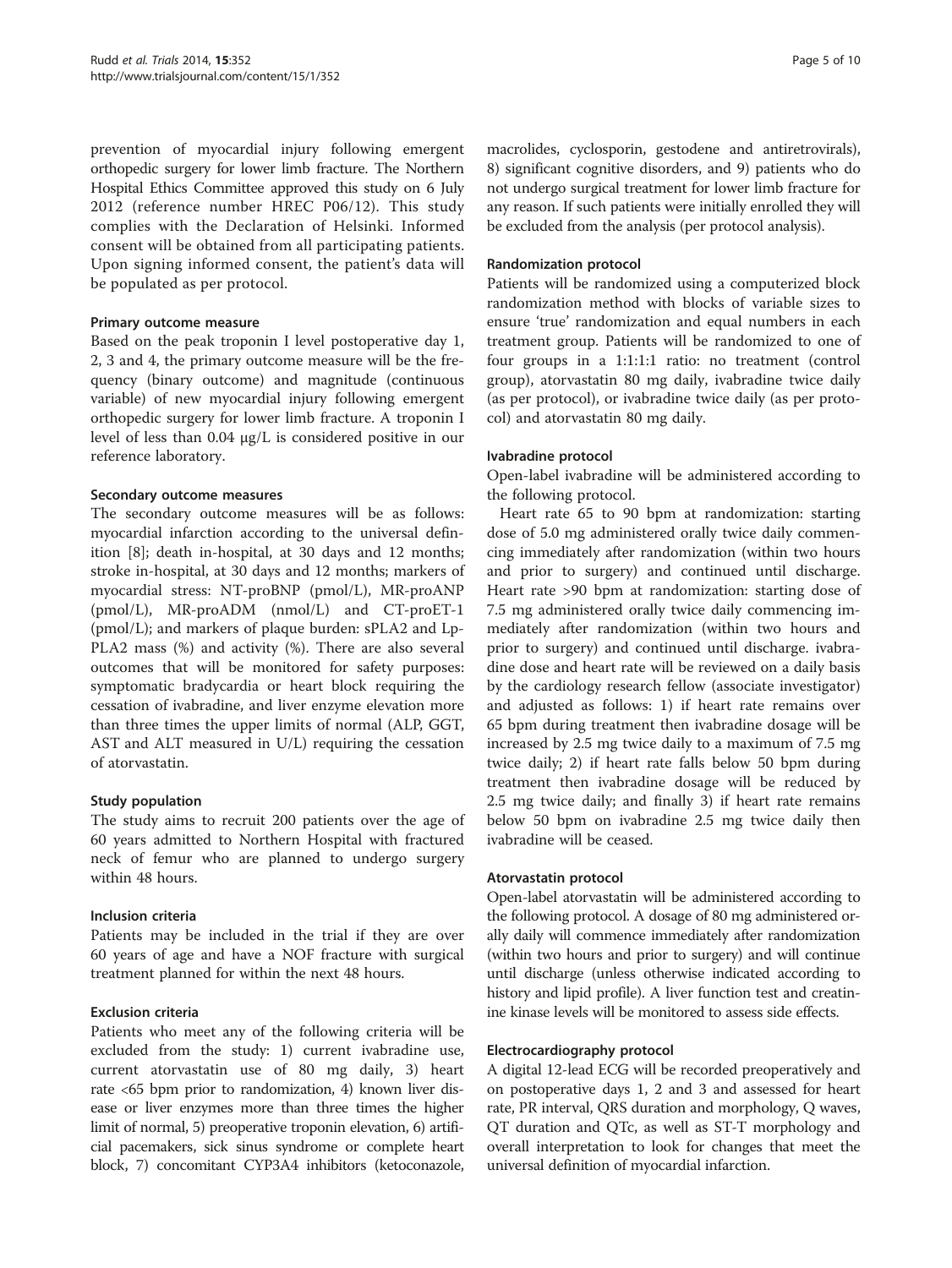prevention of myocardial injury following emergent orthopedic surgery for lower limb fracture. The Northern Hospital Ethics Committee approved this study on 6 July 2012 (reference number HREC P06/12). This study complies with the Declaration of Helsinki. Informed consent will be obtained from all participating patients. Upon signing informed consent, the patient's data will be populated as per protocol.

#### Primary outcome measure

Based on the peak troponin I level postoperative day 1, 2, 3 and 4, the primary outcome measure will be the frequency (binary outcome) and magnitude (continuous variable) of new myocardial injury following emergent orthopedic surgery for lower limb fracture. A troponin I level of less than 0.04 μg/L is considered positive in our reference laboratory.

#### Secondary outcome measures

The secondary outcome measures will be as follows: myocardial infarction according to the universal definition [8]; death in-hospital, at 30 days and 12 months; stroke in-hospital, at 30 days and 12 months; markers of myocardial stress: NT-proBNP (pmol/L), MR-proANP (pmol/L), MR-proADM (nmol/L) and CT-proET-1 (pmol/L); and markers of plaque burden: sPLA2 and Lp-PLA2 mass (%) and activity (%). There are also several outcomes that will be monitored for safety purposes: symptomatic bradycardia or heart block requiring the cessation of ivabradine, and liver enzyme elevation more than three times the upper limits of normal (ALP, GGT, AST and ALT measured in U/L) requiring the cessation of atorvastatin.

#### Study population

The study aims to recruit 200 patients over the age of 60 years admitted to Northern Hospital with fractured neck of femur who are planned to undergo surgery within 48 hours.

#### Inclusion criteria

Patients may be included in the trial if they are over 60 years of age and have a NOF fracture with surgical treatment planned for within the next 48 hours.

#### Exclusion criteria

Patients who meet any of the following criteria will be excluded from the study: 1) current ivabradine use, current atorvastatin use of 80 mg daily, 3) heart rate <65 bpm prior to randomization, 4) known liver disease or liver enzymes more than three times the higher limit of normal, 5) preoperative troponin elevation, 6) artificial pacemakers, sick sinus syndrome or complete heart block, 7) concomitant CYP3A4 inhibitors (ketoconazole, macrolides, cyclosporin, gestodene and antiretrovirals), 8) significant cognitive disorders, and 9) patients who do not undergo surgical treatment for lower limb fracture for any reason. If such patients were initially enrolled they will be excluded from the analysis (per protocol analysis).

#### Randomization protocol

Patients will be randomized using a computerized block randomization method with blocks of variable sizes to ensure 'true' randomization and equal numbers in each treatment group. Patients will be randomized to one of four groups in a 1:1:1:1 ratio: no treatment (control group), atorvastatin 80 mg daily, ivabradine twice daily (as per protocol), or ivabradine twice daily (as per protocol) and atorvastatin 80 mg daily.

#### Ivabradine protocol

Open-label ivabradine will be administered according to the following protocol.

Heart rate 65 to 90 bpm at randomization: starting dose of 5.0 mg administered orally twice daily commencing immediately after randomization (within two hours and prior to surgery) and continued until discharge. Heart rate >90 bpm at randomization: starting dose of 7.5 mg administered orally twice daily commencing immediately after randomization (within two hours and prior to surgery) and continued until discharge. ivabradine dose and heart rate will be reviewed on a daily basis by the cardiology research fellow (associate investigator) and adjusted as follows: 1) if heart rate remains over 65 bpm during treatment then ivabradine dosage will be increased by 2.5 mg twice daily to a maximum of 7.5 mg twice daily; 2) if heart rate falls below 50 bpm during treatment then ivabradine dosage will be reduced by 2.5 mg twice daily; and finally 3) if heart rate remains below 50 bpm on ivabradine 2.5 mg twice daily then ivabradine will be ceased.

#### Atorvastatin protocol

Open-label atorvastatin will be administered according to the following protocol. A dosage of 80 mg administered orally daily will commence immediately after randomization (within two hours and prior to surgery) and will continue until discharge (unless otherwise indicated according to history and lipid profile). A liver function test and creatinine kinase levels will be monitored to assess side effects.

#### Electrocardiography protocol

A digital 12-lead ECG will be recorded preoperatively and on postoperative days 1, 2 and 3 and assessed for heart rate, PR interval, QRS duration and morphology, Q waves, QT duration and QTc, as well as ST-T morphology and overall interpretation to look for changes that meet the universal definition of myocardial infarction.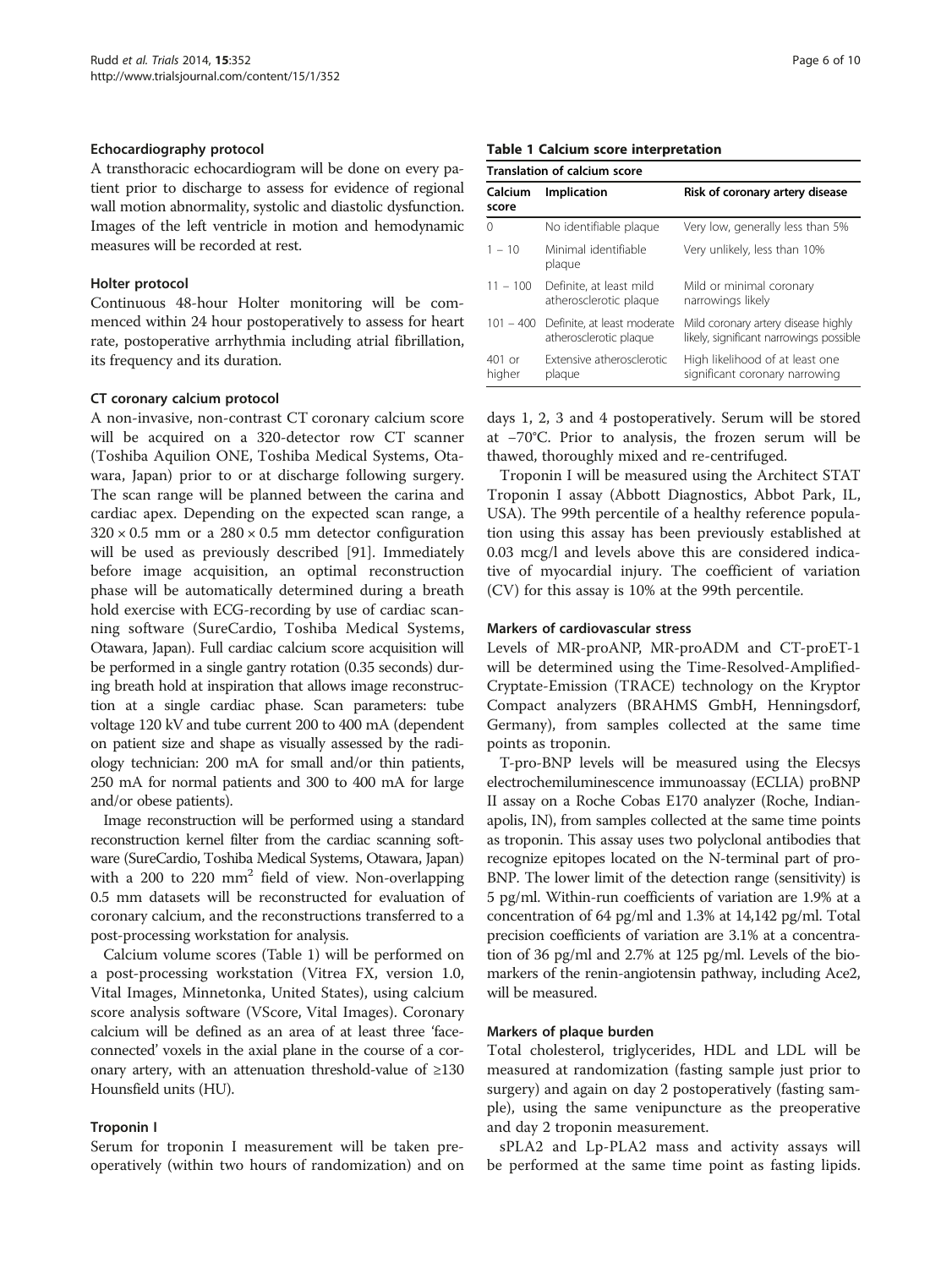### Echocardiography protocol

A transthoracic echocardiogram will be done on every patient prior to discharge to assess for evidence of regional wall motion abnormality, systolic and diastolic dysfunction. Images of the left ventricle in motion and hemodynamic measures will be recorded at rest.

### Holter protocol

Continuous 48-hour Holter monitoring will be commenced within 24 hour postoperatively to assess for heart rate, postoperative arrhythmia including atrial fibrillation, its frequency and its duration.

### CT coronary calcium protocol

A non-invasive, non-contrast CT coronary calcium score will be acquired on a 320-detector row CT scanner (Toshiba Aquilion ONE, Toshiba Medical Systems, Otawara, Japan) prior to or at discharge following surgery. The scan range will be planned between the carina and cardiac apex. Depending on the expected scan range, a $320 \times 0.5$ mm or a $280 \times 0.5$ mm detector configuration will be used as previously described [91]. Immediately before image acquisition, an optimal reconstruction phase will be automatically determined during a breath hold exercise with ECG-recording by use of cardiac scanning software (SureCardio, Toshiba Medical Systems, Otawara, Japan). Full cardiac calcium score acquisition will be performed in a single gantry rotation (0.35 seconds) during breath hold at inspiration that allows image reconstruction at a single cardiac phase. Scan parameters: tube voltage 120 kV and tube current 200 to 400 mA (dependent on patient size and shape as visually assessed by the radiology technician: 200 mA for small and/or thin patients, 250 mA for normal patients and 300 to 400 mA for large and/or obese patients).

Image reconstruction will be performed using a standard reconstruction kernel filter from the cardiac scanning software (SureCardio, Toshiba Medical Systems, Otawara, Japan) with a 200 to 220 $mm^2$ field of view. Non-overlapping 0.5 mm datasets will be reconstructed for evaluation of coronary calcium, and the reconstructions transferred to a post-processing workstation for analysis.

Calcium volume scores (Table 1) will be performed on a post-processing workstation (Vitrea FX, version 1.0, Vital Images, Minnetonka, United States), using calcium score analysis software (VScore, Vital Images). Coronary calcium will be defined as an area of at least three 'face-connected' voxels in the axial plane in the course of a coronary artery, with an attenuation threshold-value of ≥130 Hounsfield units (HU).

### Troponin I

Serum for troponin I measurement will be taken preoperatively (within two hours of randomization) and on days 1, 2, 3 and 4 postoperatively. Serum will be stored at −70°C. Prior to analysis, the frozen serum will be thawed, thoroughly mixed and re-centrifuged.

**Table 1 Calcium score interpretation**

| Translation of calcium score | | |
|---|---|---|
| Calcium score | Implication | Risk of coronary artery disease |
| 0 | No identifiable plaque | Very low, generally less than 5% |
| 1 – 10 | Minimal identifiable plaque | Very unlikely, less than 10% |
| 11 – 100 | Definite, at least mild atherosclerotic plaque | Mild or minimal coronary narrowings likely |
| 101 – 400 | Definite, at least moderate atherosclerotic plaque | Mild coronary artery disease highly likely, significant narrowings possible |
| 401 or higher | Extensive atherosclerotic plaque | High likelihood of at least one significant coronary narrowing |

Troponin I will be measured using the Architect STAT Troponin I assay (Abbott Diagnostics, Abbot Park, IL, USA). The 99th percentile of a healthy reference population using this assay has been previously established at 0.03 mcg/l and levels above this are considered indicative of myocardial injury. The coefficient of variation (CV) for this assay is 10% at the 99th percentile.

### Markers of cardiovascular stress

Levels of MR-proANP, MR-proADM and CT-proET-1 will be determined using the Time-Resolved-Amplified-Cryptate-Emission (TRACE) technology on the Kryptor Compact analyzers (BRAHMS GmbH, Hennigsdorf, Germany), from samples collected at the same time points as troponin.

T-pro-BNP levels will be measured using the Elecsys electrochemiluminescence immunoassay (ECLIA) proBNP II assay on a Roche Cobas E170 analyzer (Roche, Indianapolis, IN), from samples collected at the same time points as troponin. This assay uses two polyclonal antibodies that recognize epitopes located on the N-terminal part of pro-BNP. The lower limit of the detection range (sensitivity) is 5 pg/ml. Within-run coefficients of variation are 1.9% at a concentration of 64 pg/ml and 1.3% at 14,142 pg/ml. Total precision coefficients of variation are 3.1% at a concentration of 36 pg/ml and 2.7% at 125 pg/ml. Levels of the biomarkers of the renin-angiotensin pathway, including Ace2, will be measured.

### Markers of plaque burden

Total cholesterol, triglycerides, HDL and LDL will be measured at randomization (fasting sample just prior to surgery) and again on day 2 postoperatively (fasting sample), using the same venipuncture as the preoperative and day 2 troponin measurement.

sPLA2 and Lp-PLA2 mass and activity assays will be performed at the same time point as fasting lipids.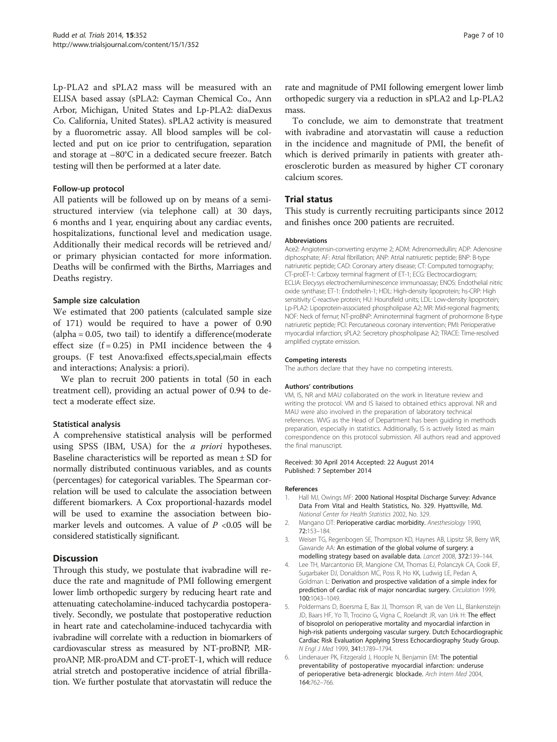Lp-PLA2 and sPLA2 mass will be measured with an ELISA based assay (sPLA2: Cayman Chemical Co., Ann Arbor, Michigan, United States and Lp-PLA2: diaDexus Co. California, United States). sPLA2 activity is measured by a fluorometric assay. All blood samples will be collected and put on ice prior to centrifugation, separation and storage at −80°C in a dedicated secure freezer. Batch testing will then be performed at a later date.

#### Follow-up protocol

All patients will be followed up on by means of a semi-structured interview (via telephone call) at 30 days, 6 months and 1 year, enquiring about any cardiac events, hospitalizations, functional level and medication usage. Additionally their medical records will be retrieved and/or primary physician contacted for more information. Deaths will be confirmed with the Births, Marriages and Deaths registry.

#### Sample size calculation

We estimated that 200 patients (calculated sample size of 171) would be required to have a power of 0.90 (alpha = 0.05, two tail) to identify a difference(moderate effect size (f = 0.25) in PMI incidence between the 4 groups. (F test Anova:fixed effects,special,main effects and interactions; Analysis: a priori).

We plan to recruit 200 patients in total (50 in each treatment cell), providing an actual power of 0.94 to detect a moderate effect size.

#### Statistical analysis

A comprehensive statistical analysis will be performed using SPSS (IBM, USA) for the *a priori* hypotheses. Baseline characteristics will be reported as mean ± SD for normally distributed continuous variables, and as counts (percentages) for categorical variables. The Spearman correlation will be used to calculate the association between different biomarkers. A Cox proportional-hazards model will be used to examine the association between biomarker levels and outcomes. A value of $P < 0.05$ will be considered statistically significant.

## Discussion

Through this study, we postulate that ivabradine will reduce the rate and magnitude of PMI following emergent lower limb orthopedic surgery by reducing heart rate and attenuating catecholamine-induced tachycardia postoperatively. Secondly, we postulate that postoperative reduction in heart rate and catecholamine-induced tachycardia with ivabradine will correlate with a reduction in biomarkers of cardiovascular stress as measured by NT-proBNP, MR-proANP, MR-proADM and CT-proET-1, which will reduce atrial stretch and postoperative incidence of atrial fibrillation. We further postulate that atorvastatin will reduce the rate and magnitude of PMI following emergent lower limb orthopedic surgery via a reduction in sPLA2 and Lp-PLA2 mass.

To conclude, we aim to demonstrate that treatment with ivabradine and atorvastatin will cause a reduction in the incidence and magnitude of PMI, the benefit of which is derived primarily in patients with greater atherosclerotic burden as measured by higher CT coronary calcium scores.

## Trial status

This study is currently recruiting participants since 2012 and finishes once 200 patients are recruited.

#### Abbreviations

Ace2: Angiotensin-converting enzyme 2; ADM: Adrenomedullin; ADP: Adenosine diphosphate; AF: Atrial fibrillation; ANP: Atrial natriuretic peptide; BNP: B-type natriuretic peptide; CAD: Coronary artery disease; CT: Computed tomography; CT-proET-1: Carboxy terminal fragment of ET-1; ECG: Electrocardiogram; ECLIA: Elecysys electrochemiluminescence immunoassay; ENOS: Endothelial nitric oxide synthase; ET-1: Endothelin-1; HDL: High-density lipoprotein; hs-CRP: High sensitivity C-reactive protein; HU: Hounsfield units; LDL: Low-density lipoprotein; Lp-PLA2: Lipoprotein-associated phospholipase A2; MR: Mid-regional fragments; NOF: Neck of femur; NT-proBNP: Aminoterminal fragment of prohormone B-type natriuretic peptide; PCI: Percutaneous coronary intervention; PMI: Perioperative myocardial infarction; sPLA2: Secretory phospholipase A2; TRACE: Time-resolved amplified cryptate emission.

#### Competing interests

The authors declare that they have no competing interests.

#### Authors' contributions

VM, IS, NR and MAU collaborated on the work in literature review and writing the protocol. VM and IS liaised to obtained ethics approval. NR and MAU were also involved in the preparation of laboratory technical references. WVG as the Head of Department has been guiding in methods preparation, especially in statistics. Additionally, IS is actively listed as main correspondence on this protocol submission. All authors read and approved the final manuscript.

Received: 30 April 2014 Accepted: 22 August 2014
Published: 7 September 2014

#### References

1. Hall MJ, Owings MF: **2000 National Hospital Discharge Survey: Advance Data From Vital and Health Statistics, No. 329. Hyattsville, Md.** *National Center for Health Statistics* 2002, No. 329.
2. Mangano DT: **Perioperative cardiac morbidity.** *Anesthesiology* 1990, **72:**153–184.
3. Weiser TG, Regenbogen SE, Thompson KD, Haynes AB, Lipsitz SR, Berry WR, Gawande AA: **An estimation of the global volume of surgery: a modelling strategy based on available data.** *Lancet* 2008, **372:**139–144.
4. Lee TH, Marcantonio ER, Mangione CM, Thomas EJ, Polanczyk CA, Cook EF, Sugarbaker DJ, Donaldson MC, Poss R, Ho KK, Ludwig LE, Pedan A, Goldman L: **Derivation and prospective validation of a simple index for prediction of cardiac risk of major noncardiac surgery.** *Circulation* 1999, **100:**1043–1049.
5. Poldermans D, Boersma E, Bax JJ, Thomson IR, van de Ven LL, Blankensteijn JD, Baars HF, Yo TI, Trocino G, Vigna C, Roelandt JR, van Urk H: **The effect of bisoprolol on perioperative mortality and myocardial infarction in high-risk patients undergoing vascular surgery. Dutch Echocardiographic Cardiac Risk Evaluation Applying Stress Echocardiography Study Group.** *N Engl J Med* 1999, **341:**1789–1794.
6. Lindenauer PK, Fitzgerald J, Hoople N, Benjamin EM: **The potential preventability of postoperative myocardial infarction: underuse of perioperative beta-adrenergic blockade.** *Arch Intern Med* 2004, **164:**762–766.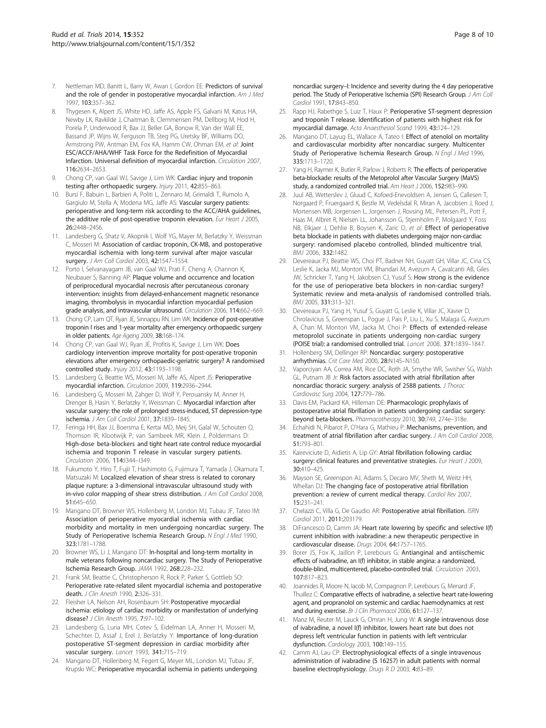7. Nettleman MD, Banitt L, Barry W, Awan I, Gordon EE: **Predictors of survival and the role of gender in postoperative myocardial infarction.** *Am J Med* 1997, **103:**357–362.
8. Thygesen K, Alpert JS, White HD, Jaffe AS, Apple FS, Galvani M, Katus HA, Newby LK, Ravkilde J, Chaitman B, Clemmensen PM, Dellborg M, Hod H, Porela P, Underwood R, Bax JJ, Beller GA, Bonow R, Van der Wall EE, Bassand JP, Wijns W, Ferguson TB, Steg PG, Uretsky BF, Williams DO, Armstrong PW, Antman EM, Fox KA, Hamm CW, Ohman EM, *et al*: **Joint ESC/ACCF/AHA/WHF Task Force for the Redefinition of Myocardial Infarction. Universal definition of myocardial infarction.** *Circulation* 2007, **116:**2634–2653.
9. Chong CP, van Gaal WJ, Savige J, Lim WK: **Cardiac injury and troponin testing after orthopaedic surgery.** *Injury* 2011, **42:**855–863.
10. Bursi F, Babuin L, Barbieri A, Politi L, Zennaro M, Grimaldi T, Rumolo A, Gargiulo M, Stella A, Modena MG, Jaffe AS: **Vascular surgery patients: perioperative and long-term risk according to the ACC/AHA guidelines, the additive role of post-operative troponin elevation.** *Eur Heart J* 2005, **26:**2448–2456.
11. Landesberg G, Shatz V, Akopnik I, Wolf YG, Mayer M, Berlatzky Y, Weissman C, Mosseri M: **Association of cardiac troponin, CK-MB, and postoperative myocardial ischemia with long-term survival after major vascular surgery.** *J Am Coll Cardiol* 2003, **42:**1547–1554.
12. Porto I, Selvanayagam JB, van Gaal WJ, Prati F, Cheng A, Channon K, Neubauer S, Banning AP: **Plaque volume and occurrence and location of periprocedural myocardial necrosis after percutaneous coronary intervention: insights from delayed-enhancement magnetic resonance imaging, thrombolysis in myocardial infarction myocardial perfusion grade analysis, and intravascular ultrasound.** *Circulation* 2006, **114:**662–669.
13. Chong CP, Lam QT, Ryan JE, Sinnappu RN, Lim WK: **Incidence of post-operative troponin I rises and 1-year mortality after emergency orthopaedic surgery in older patients.** *Age Ageing* 2009, **38:**168–174.
14. Chong CP, van Gaal WJ, Ryan JE, Profitis K, Savige J, Lim WK: **Does cardiology intervention improve mortality for post-operative troponin elevations after emergency orthopaedic-geriatric surgery? A randomised controlled study.** *Injury* 2012, **43:**1193–1198.
15. Landesberg G, Beattie WS, Mosseri M, Jaffe AS, Alpert JS: **Perioperative myocardial infarction.** *Circulation* 2009, **119:**2936–2944.
16. Landesberg G, Mosseri M, Zahger D, Wolf Y, Perouansky M, Anner H, Drenger B, Hasin Y, Berlatzky Y, Weissman C: **Myocardial infarction after vascular surgery: the role of prolonged stress-induced, ST depression-type ischemia.** *J Am Coll Cardiol* 2001, **37:**1839–1845.
17. Feringa HH, Bax JJ, Boersma E, Kertai MD, Meij SH, Galal W, Schouten O, Thomson IR, Klootwijk P, van Sambeek MR, Klein J, Poldermans D: **High-dose beta-blockers and tight heart rate control reduce myocardial ischemia and troponin T release in vascular surgery patients.** *Circulation* 2006, **114:**I344–I349.
18. Fukumoto Y, Hiro T, Fujii T, Hashimoto G, Fujimura T, Yamada J, Okamura T, Matsuzaki M: **Localized elevation of shear stress is related to coronary plaque rupture: a 3-dimensional intravascular ultrasound study with in-vivo color mapping of shear stress distribution.** *J Am Coll Cardiol* 2008, **51:**645–650.
19. Mangano DT, Browner WS, Hollenberg M, London MJ, Tubau JF, Tateo IM: **Association of perioperative myocardial ischemia with cardiac morbidity and mortality in men undergoing noncardiac surgery. The Study of Perioperative Ischemia Research Group.** *N Engl J Med* 1990, **323:**1781–1788.
20. Browner WS, Li J, Mangano DT: **In-hospital and long-term mortality in male veterans following noncardiac surgery. The Study of Perioperative Ischemia Research Group.** *JAMA* 1992, **268:**228–232.
21. Frank SM, Beattie C, Christopherson R, Rock P, Parker S, Gottlieb SO: **Perioperative rate-related silent myocardial ischemia and postoperative death.** *J Clin Anesth* 1990, **2:**326–331.
22. Fleisher LA, Nelson AH, Rosenbaum SH: **Postoperative myocardial ischemia: etiology of cardiac morbidity or manifestation of underlying disease?** *J Clin Anesth* 1995, **7:**97–102.
23. Landesberg G, Luria MH, Cotev S, Eidelman LA, Anner H, Mosseri M, Schechter D, Assaf J, Erel J, Berlatzky Y: **Importance of long-duration postoperative ST-segment depression in cardiac morbidity after vascular surgery.** *Lancet* 1993, **341:**715–719.
24. Mangano DT, Hollenberg M, Fegert G, Meyer ML, London MJ, Tubau JF, Krupski WC: **Perioperative myocardial ischemia in patients undergoing noncardiac surgery–I: Incidence and severity during the 4 day perioperative period. The Study of Perioperative Ischemia (SPI) Research Group.** *J Am Coll Cardiol* 1991, **17:**843–850.
25. Rapp HJ, Rabethge S, Luiz T, Haux P: **Perioperative ST-segment depression and troponin T release. Identification of patients with highest risk for myocardial damage.** *Acta Anaesthesiol Scand* 1999, **43:**124–129.
26. Mangano DT, Layug EL, Wallace A, Tateo I: **Effect of atenolol on mortality and cardiovascular morbidity after noncardiac surgery. Multicenter Study of Perioperative Ischemia Research Group.** *N Engl J Med* 1996, **335:**1713–1720.
27. Yang H, Raymer K, Butler R, Parlow J, Roberts R: **The effects of perioperative beta-blockade: results of the Metoprolol after Vascular Surgery (MaVS) study, a randomized controlled trial.** *Am Heart J* 2006, **152:**983–990.
28. Juul AB, Wetterslev J, Gluud C, Kofoed-Enevoldsen A, Jensen G, Callesen T, Norgaard P, Fruergaard K, Bestle M, Vedelsdal R, Miran A, Jacobsen J, Roed J, Mortensen MB, Jorgensen L, Jorgensen J, Rovsing ML, Petersen PL, Pott F, Haas M, Albret R, Nielsen LL, Johansson G, Stjernholm P, Molgaard Y, Foss NB, Elkjaer J, Dehlie B, Boysen K, Zaric D, *et al*: **Effect of perioperative beta blockade in patients with diabetes undergoing major non-cardiac surgery: randomised placebo controlled, blinded multicentre trial.** *BMJ* 2006, **332:**1482.
29. Devereaux PJ, Beattie WS, Choi PT, Badner NH, Guyatt GH, Villar JC, Cina CS, Leslie K, Jacka MJ, Montori VM, Bhandari M, Avezum A, Cavalcanti AB, Giles JW, Schricker T, Yang H, Jakobsen CJ, Yusuf S: **How strong is the evidence for the use of perioperative beta blockers in non-cardiac surgery? Systematic review and meta-analysis of randomised controlled trials.** *BMJ* 2005, **331:**313–321.
30. Devereaux PJ, Yang H, Yusuf S, Guyatt G, Leslie K, Villar JC, Xavier D, Chrolavicius S, Greenspan L, Pogue J, Pais P, Liu L, Xu S, Malaga G, Avezum A, Chan M, Montori VM, Jacka M, Choi P: **Effects of extended-release metoprolol succinate in patients undergoing non-cardiac surgery (POISE trial): a randomised controlled trial.** *Lancet* 2008, **371:**1839–1847.
31. Hollenberg SM, Dellinger RP: **Noncardiac surgery: postoperative arrhythmias.** *Crit Care Med* 2000, **28:**N145–N150.
32. Vaporciyan AA, Correa AM, Rice DC, Roth JA, Smythe WR, Swisher SG, Walsh GL, Putnam JB Jr: **Risk factors associated with atrial fibrillation after noncardiac thoracic surgery: analysis of 2588 patients.** *J Thorac Cardiovasc Surg* 2004, **127:**779–786.
33. Davis EM, Packard KA, Hilleman DE: **Pharmacologic prophylaxis of postoperative atrial fibrillation in patients undergoing cardiac surgery: beyond beta-blockers.** *Pharmacotherapy* 2010, **30:**749, 274e–318e.
34. Echahidi N, Pibarot P, O'Hara G, Mathieu P: **Mechanisms, prevention, and treatment of atrial fibrillation after cardiac surgery.** *J Am Coll Cardiol* 2008, **51:**793–801.
35. Kaireviciute D, Aidietis A, Lip GY: **Atrial fibrillation following cardiac surgery: clinical features and preventative strategies.** *Eur Heart J* 2009, **30:**410–425.
36. Mayson SE, Greenspon AJ, Adams S, Decaro MV, Sheth M, Weitz HH, Whellan DJ: **The changing face of postoperative atrial fibrillation prevention: a review of current medical therapy.** *Cardiol Rev* 2007, **15:**231–241.
37. Chelazzi C, Villa G, De Gaudio AR: **Postoperative atrial fibrillation.** *ISRN Cardiol* 2011, **2011:**203179.
38. DiFrancesco D, Camm JA: **Heart rate lowering by specific and selective I(f) current inhibition with ivabradine: a new therapeutic perspective in cardiovascular disease.** *Drugs* 2004, **64:**1757–1765.
39. Borer JS, Fox K, Jaillon P, Lerebours G: **Antianginal and antiischemic effects of ivabradine, an I(f) inhibitor, in stable angina: a randomized, double-blind, multicentered, placebo-controlled trial.** *Circulation* 2003, **107:**817–823.
40. Joannides R, Moore N, Iacob M, Compagnon P, Lerebours G, Menard JF, Thuillez C: **Comparative effects of ivabradine, a selective heart rate-lowering agent, and propranolol on systemic and cardiac haemodynamics at rest and during exercise.** *Br J Clin Pharmacol* 2006, **61:**127–137.
41. Manz M, Reuter M, Lauck G, Omran H, Jung W: **A single intravenous dose of ivabradine, a novel I(f) inhibitor, lowers heart rate but does not depress left ventricular function in patients with left ventricular dysfunction.** *Cardiology* 2003, **100:**149–155.
42. Camm AJ, Lau CP: **Electrophysiological effects of a single intravenous administration of ivabradine (S 16257) in adult patients with normal baseline electrophysiology.** *Drugs R D* 2003, **4:**83–89.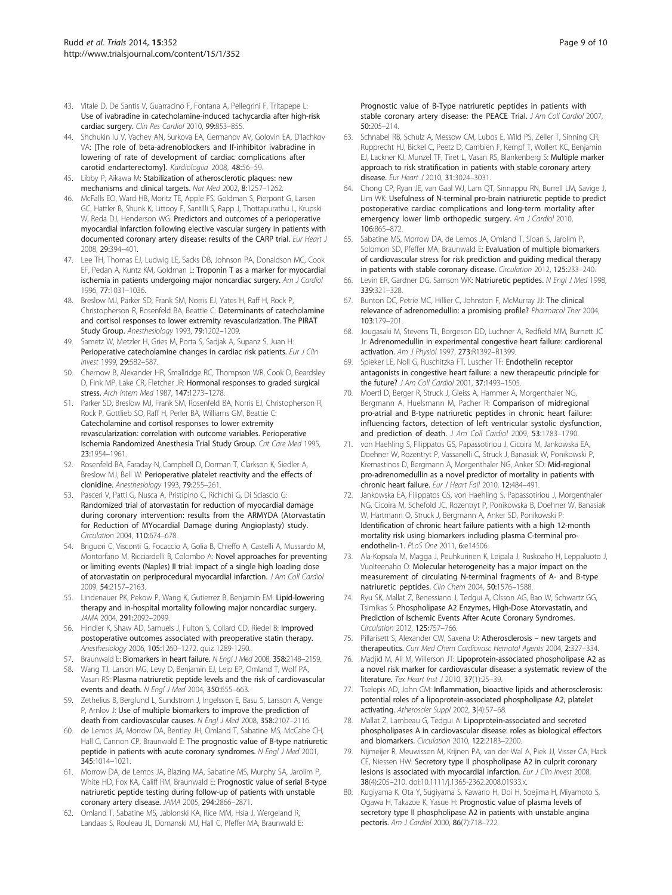43. Vitale D, De Santis V, Guarracino F, Fontana A, Pellegrini F, Tritapepe L: **Use of ivabradine in catecholamine-induced tachycardia after high-risk cardiac surgery.** *Clin Res Cardiol* 2010, **99:**853–855.
44. Shchukin Iu V, Vachev AN, Surkova EA, Germanov AV, Golovin EA, D'lachkov VA: **[The role of beta-adrenoblockers and If-inhibitor ivabradine in lowering of rate of development of cardiac complications after carotid endarterectomy].** *Kardiologiia* 2008, **48:**56–59.
45. Libby P, Aikawa M: **Stabilization of atherosclerotic plaques: new mechanisms and clinical targets.** *Nat Med* 2002, **8:**1257–1262.
46. McFalls EO, Ward HB, Moritz TE, Apple FS, Goldman S, Pierpont G, Larsen GC, Hattler B, Shunk K, Littooy F, Santilli S, Rapp J, Thottapurathu L, Krupski W, Reda DJ, Henderson WG: **Predictors and outcomes of a perioperative myocardial infarction following elective vascular surgery in patients with documented coronary artery disease: results of the CARP trial.** *Eur Heart J* 2008, **29:**394–401.
47. Lee TH, Thomas EJ, Ludwig LE, Sacks DB, Johnson PA, Donaldson MC, Cook EF, Pedan A, Kuntz KM, Goldman L: **Troponin T as a marker for myocardial ischemia in patients undergoing major noncardiac surgery.** *Am J Cardiol* 1996, **77:**1031–1036.
48. Breslow MJ, Parker SD, Frank SM, Norris EJ, Yates H, Raff H, Rock P, Christopherson R, Rosenfeld BA, Beattie C: **Determinants of catecholamine and cortisol responses to lower extremity revascularization. The PIRAT Study Group.** *Anesthesiology* 1993, **79:**1202–1209.
49. Sametz W, Metzler H, Gries M, Porta S, Sadjak A, Supanz S, Juan H: **Perioperative catecholamine changes in cardiac risk patients.** *Eur J Clin Invest* 1999, **29:**582–587.
50. Chernow B, Alexander HR, Smallridge RC, Thompson WR, Cook D, Beardsley D, Fink MP, Lake CR, Fletcher JR: **Hormonal responses to graded surgical stress.** *Arch Intern Med* 1987, **147:**1273–1278.
51. Parker SD, Breslow MJ, Frank SM, Rosenfeld BA, Norris EJ, Christopherson R, Rock P, Gottlieb SO, Raff H, Perler BA, Williams GM, Beattie C: **Catecholamine and cortisol responses to lower extremity revascularization: correlation with outcome variables. Perioperative Ischemia Randomized Anesthesia Trial Study Group.** *Crit Care Med* 1995, **23:**1954–1961.
52. Rosenfeld BA, Faraday N, Campbell D, Dorman T, Clarkson K, Siedler A, Breslow MJ, Bell W: **Perioperative platelet reactivity and the effects of clonidine.** *Anesthesiology* 1993, **79:**255–261.
53. Pasceri V, Patti G, Nusca A, Pristipino C, Richichi G, Di Sciascio G: **Randomized trial of atorvastatin for reduction of myocardial damage during coronary intervention: results from the ARMYDA (Atorvastatin for Reduction of MYocardial Damage during Angioplasty) study.** *Circulation* 2004, **110:**674–678.
54. Briguori C, Visconti G, Focaccio A, Golia B, Chieffo A, Castelli A, Mussardo M, Montorfano M, Ricciardelli B, Colombo A: **Novel approaches for preventing or limiting events (Naples) II trial: impact of a single high loading dose of atorvastatin on periprocedural myocardial infarction.** *J Am Coll Cardiol* 2009, **54:**2157–2163.
55. Lindenauer PK, Pekow P, Wang K, Gutierrez B, Benjamin EM: **Lipid-lowering therapy and in-hospital mortality following major noncardiac surgery.** *JAMA* 2004, **291:**2092–2099.
56. Hindler K, Shaw AD, Samuels J, Fulton S, Collard CD, Riedel B: **Improved postoperative outcomes associated with preoperative statin therapy.** *Anesthesiology* 2006, **105:**1260–1272. quiz 1289-1290.
57. Braunwald E: **Biomarkers in heart failure.** *N Engl J Med* 2008, **358:**2148–2159.
58. Wang TJ, Larson MG, Levy D, Benjamin EJ, Leip EP, Omland T, Wolf PA, Vasan RS: **Plasma natriuretic peptide levels and the risk of cardiovascular events and death.** *N Engl J Med* 2004, **350:**655–663.
59. Zethelius B, Berglund L, Sundstrom J, Ingelsson E, Basu S, Larsson A, Venge P, Arnlov J: **Use of multiple biomarkers to improve the prediction of death from cardiovascular causes.** *N Engl J Med* 2008, **358:**2107–2116.
60. de Lemos JA, Morrow DA, Bentley JH, Omland T, Sabatine MS, McCabe CH, Hall C, Cannon CP, Braunwald E: **The prognostic value of B-type natriuretic peptide in patients with acute coronary syndromes.** *N Engl J Med* 2001, **345:**1014–1021.
61. Morrow DA, de Lemos JA, Blazing MA, Sabatine MS, Murphy SA, Jarolim P, White HD, Fox KA, Califf RM, Braunwald E: **Prognostic value of serial B-type natriuretic peptide testing during follow-up of patients with unstable coronary artery disease.** *JAMA* 2005, **294:**2866–2871.
62. Omland T, Sabatine MS, Jablonski KA, Rice MM, Hsia J, Wergeland R, Landaas S, Rouleau JL, Domanski MJ, Hall C, Pfeffer MA, Braunwald E: **Prognostic value of B-Type natriuretic peptides in patients with stable coronary artery disease: the PEACE Trial.** *J Am Coll Cardiol* 2007, **50:**205–214.
63. Schnabel RB, Schulz A, Messow CM, Lubos E, Wild PS, Zeller T, Sinning CR, Rupprecht HJ, Bickel C, Peetz D, Cambien F, Kempf T, Wollert KC, Benjamin EJ, Lackner KJ, Munzel TF, Tiret L, Vasan RS, Blankenberg S: **Multiple marker approach to risk stratification in patients with stable coronary artery disease.** *Eur Heart J* 2010, **31:**3024–3031.
64. Chong CP, Ryan JE, van Gaal WJ, Lam QT, Sinnappu RN, Burrell LM, Savige J, Lim WK: **Usefulness of N-terminal pro-brain natriuretic peptide to predict postoperative cardiac complications and long-term mortality after emergency lower limb orthopedic surgery.** *Am J Cardiol* 2010, **106:**865–872.
65. Sabatine MS, Morrow DA, de Lemos JA, Omland T, Sloan S, Jarolim P, Solomon SD, Pfeffer MA, Braunwald E: **Evaluation of multiple biomarkers of cardiovascular stress for risk prediction and guiding medical therapy in patients with stable coronary disease.** *Circulation* 2012, **125:**233–240.
66. Levin ER, Gardner DG, Samson WK: **Natriuretic peptides.** *N Engl J Med* 1998, **339:**321–328.
67. Bunton DC, Petrie MC, Hillier C, Johnston F, McMurray JJ: **The clinical relevance of adrenomedullin: a promising profile?** *Pharmacol Ther* 2004, **103:**179–201.
68. Jougasaki M, Stevens TL, Borgeson DD, Luchner A, Redfield MM, Burnett JC Jr: **Adrenomedullin in experimental congestive heart failure: cardiorenal activation.** *Am J Physiol* 1997, **273:**R1392–R1399.
69. Spieker LE, Noll G, Ruschitzka FT, Luscher TF: **Endothelin receptor antagonists in congestive heart failure: a new therapeutic principle for the future?** *J Am Coll Cardiol* 2001, **37:**1493–1505.
70. Moertl D, Berger R, Struck J, Gleiss A, Hammer A, Morgenthaler NG, Bergmann A, Huelsmann M, Pacher R: **Comparison of midregional pro-atrial and B-type natriuretic peptides in chronic heart failure: influencing factors, detection of left ventricular systolic dysfunction, and prediction of death.** *J Am Coll Cardiol* 2009, **53:**1783–1790.
71. von Haehling S, Filippatos GS, Papassotiriou J, Cicoira M, Jankowska EA, Doehner W, Rozentryt P, Vassanelli C, Struck J, Banasiak W, Ponikowski P, Kremastinos D, Bergmann A, Morgenthaler NG, Anker SD: **Mid-regional pro-adrenomedullin as a novel predictor of mortality in patients with chronic heart failure.** *Eur J Heart Fail* 2010, **12:**484–491.
72. Jankowska EA, Filippatos GS, von Haehling S, Papassotiriou J, Morgenthaler NG, Cicoira M, Schefold JC, Rozentryt P, Ponikowska B, Doehner W, Banasiak W, Hartmann O, Struck J, Bergmann A, Anker SD, Ponikowski P: **Identification of chronic heart failure patients with a high 12-month mortality risk using biomarkers including plasma C-terminal pro-endothelin-1.** *PLoS One* 2011, **6:**e14506.
73. Ala-Kopsala M, Magga J, Peuhkurinen K, Leipala J, Ruskoaho H, Leppaluoto J, Vuolteenaho O: **Molecular heterogeneity has a major impact on the measurement of circulating N-terminal fragments of A- and B-type natriuretic peptides.** *Clin Chem* 2004, **50:**1576–1588.
74. Ryu SK, Mallat Z, Benessiano J, Tedgui A, Olsson AG, Bao W, Schwartz GG, Tsimikas S: **Phospholipase A2 Enzymes, High-Dose Atorvastatin, and Prediction of Ischemic Events After Acute Coronary Syndromes.** *Circulation* 2012, **125:**757–766.
75. Pillarisett S, Alexander CW, Saxena U: **Atherosclerosis – new targets and therapeutics.** *Curr Med Chem Cardiovasc Hematol Agents* 2004, **2:**327–334.
76. Madjid M, Ali M, Willerson JT: **Lipoprotein-associated phospholipase A2 as a novel risk marker for cardiovascular disease: a systematic review of the literature.** *Tex Heart Inst J* 2010, **37**(1):25–39.
77. Tselepis AD, John CM: **Inflammation, bioactive lipids and atherosclerosis: potential roles of a lipoprotein-associated phospholipase A2, platelet activating.** *Atheroscler Suppl* 2002, **3**(4):57–68.
78. Mallat Z, Lambeau G, Tedgui A: **Lipoprotein-associated and secreted phospholipases A in cardiovascular disease: roles as biological effectors and biomarkers.** *Circulation* 2010, **122:**2183–2200.
79. Nijmeijer R, Meuwissen M, Krijnen PA, van der Wal A, Piek JJ, Visser CA, Hack CE, Niessen HW: **Secretory type II phospholipase A2 in culprit coronary lesions is associated with myocardial infarction.** *Eur J Clin Invest* 2008, **38**(4):205–210. doi:10.1111/j.1365-2362.2008.01933.x.
80. Kugiyama K, Ota Y, Sugiyama S, Kawano H, Doi H, Soejima H, Miyamoto S, Ogawa H, Takazoe K, Yasue H: **Prognostic value of plasma levels of secretory type II phospholipase A2 in patients with unstable angina pectoris.** *Am J Cardiol* 2000, **86**(7):718–722.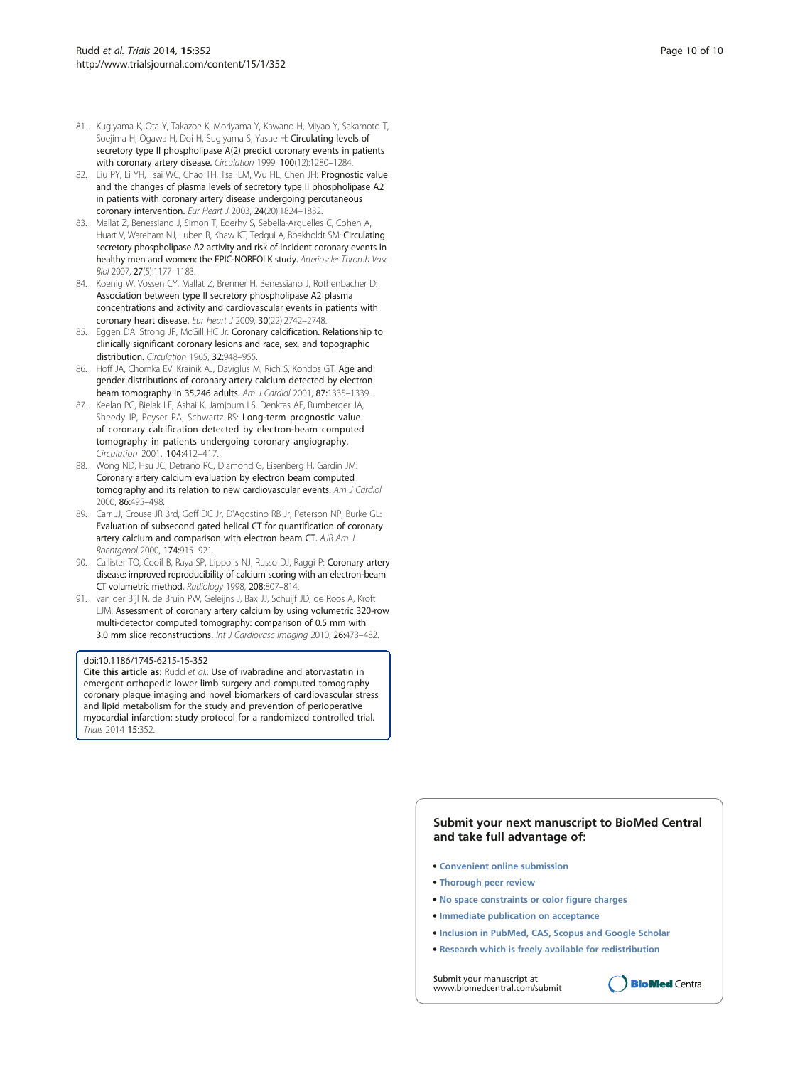81. Kugiyama K, Ota Y, Takazoe K, Moriyama Y, Kawano H, Miyao Y, Sakamoto T, Soejima H, Ogawa H, Doi H, Sugiyama S, Yasue H: Circulating levels of secretory type II phospholipase A(2) predict coronary events in patients with coronary artery disease. *Circulation* 1999, **100**(12):1280–1284.
82. Liu PY, Li YH, Tsai WC, Chao TH, Tsai LM, Wu HL, Chen JH: Prognostic value and the changes of plasma levels of secretory type II phospholipase A2 in patients with coronary artery disease undergoing percutaneous coronary intervention. *Eur Heart J* 2003, **24**(20):1824–1832.
83. Mallat Z, Benessiano J, Simon T, Ederhy S, Sebella-Arguelles C, Cohen A, Huart V, Wareham NJ, Luben R, Khaw KT, Tedgui A, Boekholdt SM: Circulating secretory phospholipase A2 activity and risk of incident coronary events in healthy men and women: the EPIC-NORFOLK study. *Arterioscler Thromb Vasc Biol* 2007, **27**(5):1177–1183.
84. Koenig W, Vossen CY, Mallat Z, Brenner H, Benessiano J, Rothenbacher D: Association between type II secretory phospholipase A2 plasma concentrations and activity and cardiovascular events in patients with coronary heart disease. *Eur Heart J* 2009, **30**(22):2742–2748.
85. Eggen DA, Strong JP, McGill HC Jr: Coronary calcification. Relationship to clinically significant coronary lesions and race, sex, and topographic distribution. *Circulation* 1965, **32:**948–955.
86. Hoff JA, Chomka EV, Krainik AJ, Daviglus M, Rich S, Kondos GT: Age and gender distributions of coronary artery calcium detected by electron beam tomography in 35,246 adults. *Am J Cardiol* 2001, **87:**1335–1339.
87. Keelan PC, Bielak LF, Ashai K, Jamjoum LS, Denktas AE, Rumberger JA, Sheedy IP, Peyser PA, Schwartz RS: Long-term prognostic value of coronary calcification detected by electron-beam computed tomography in patients undergoing coronary angiography. *Circulation* 2001, **104:**412–417.
88. Wong ND, Hsu JC, Detrano RC, Diamond G, Eisenberg H, Gardin JM: Coronary artery calcium evaluation by electron beam computed tomography and its relation to new cardiovascular events. *Am J Cardiol* 2000, **86:**495–498.
89. Carr JJ, Crouse JR 3rd, Goff DC Jr, D'Agostino RB Jr, Peterson NP, Burke GL: Evaluation of subsecond gated helical CT for quantification of coronary artery calcium and comparison with electron beam CT. *AJR Am J Roentgenol* 2000, **174:**915–921.
90. Callister TQ, Cooil B, Raya SP, Lippolis NJ, Russo DJ, Raggi P: Coronary artery disease: improved reproducibility of calcium scoring with an electron-beam CT volumetric method. *Radiology* 1998, **208:**807–814.
91. van der Bijl N, de Bruin PW, Geleijns J, Bax JJ, Schuijf JD, de Roos A, Kroft LJM: Assessment of coronary artery calcium by using volumetric 320-row multi-detector computed tomography: comparison of 0.5 mm with 3.0 mm slice reconstructions. *Int J Cardiovasc Imaging* 2010, **26:**473–482.

doi:10.1186/1745-6215-15-352

**Cite this article as:** Rudd *et al.*: Use of ivabradine and atorvastatin in emergent orthopedic lower limb surgery and computed tomography coronary plaque imaging and novel biomarkers of cardiovascular stress and lipid metabolism for the study and prevention of perioperative myocardial infarction: study protocol for a randomized controlled trial. *Trials* 2014 **15**:352.

**Submit your next manuscript to BioMed Central and take full advantage of:**

- **Convenient online submission**
- **Thorough peer review**
- **No space constraints or color figure charges**
- **Immediate publication on acceptance**
- **Inclusion in PubMed, CAS, Scopus and Google Scholar**
- **Research which is freely available for redistribution**

Submit your manuscript at
www.biomedcentral.com/submit

BioMed Central